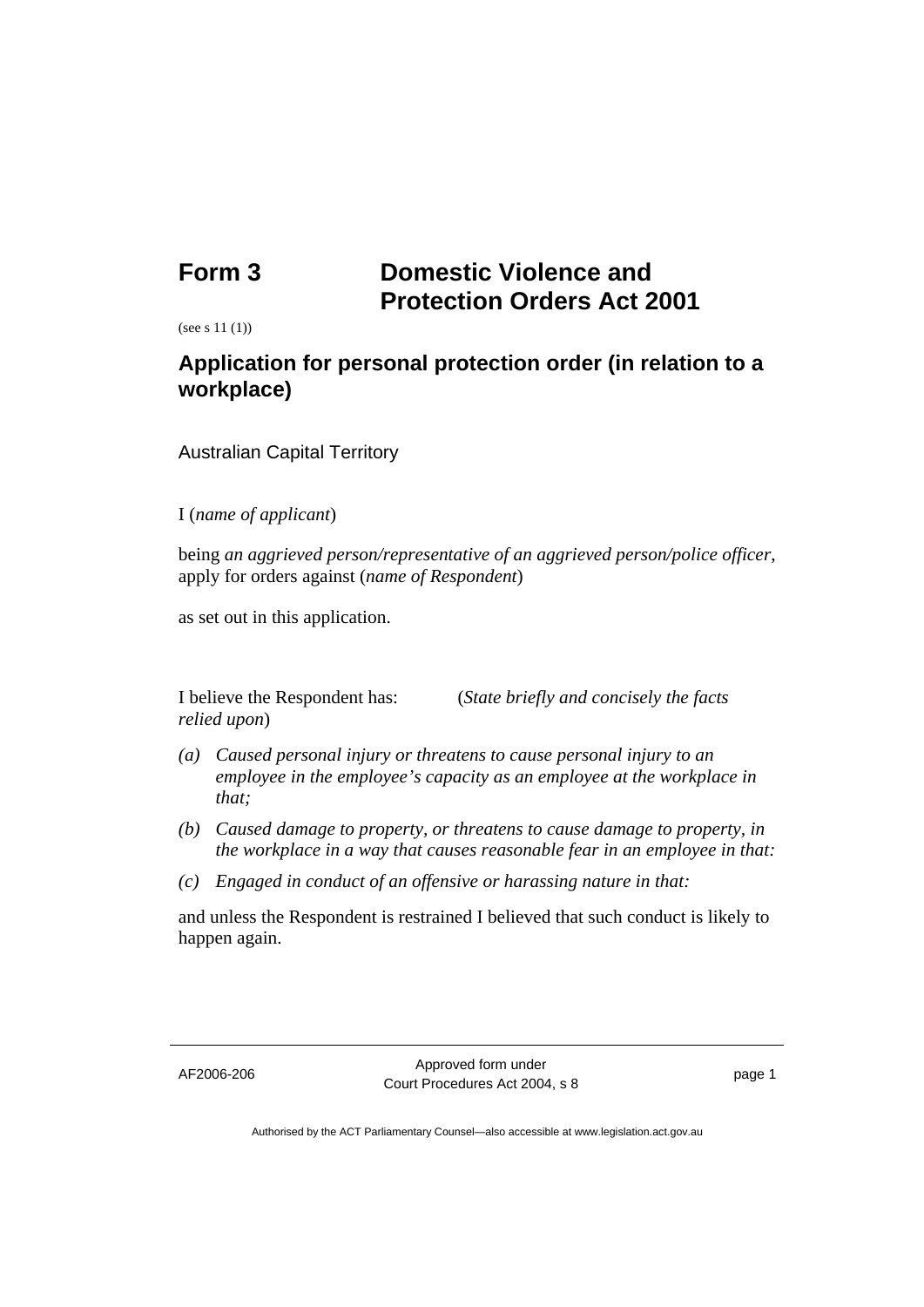# Form 3 Domestic Violence and Protection Orders Act 2001

(see s 11 (1))

## Application for personal protection order (in relation to a workplace)

Australian Capital Territory

I (*name of applicant*)

being *an aggrieved person/representative of an aggrieved person/police officer*, apply for orders against (*name of Respondent*)

as set out in this application.

I believe the Respondent has: (*State briefly and concisely the facts relied upon*)

*(a) Caused personal injury or threatens to cause personal injury to an employee in the employee's capacity as an employee at the workplace in that;*

*(b) Caused damage to property, or threatens to cause damage to property, in the workplace in a way that causes reasonable fear in an employee in that:*

*(c) Engaged in conduct of an offensive or harassing nature in that:*

and unless the Respondent is restrained I believed that such conduct is likely to happen again.

AF2006-206 Approved form under Court Procedures Act 2004, s 8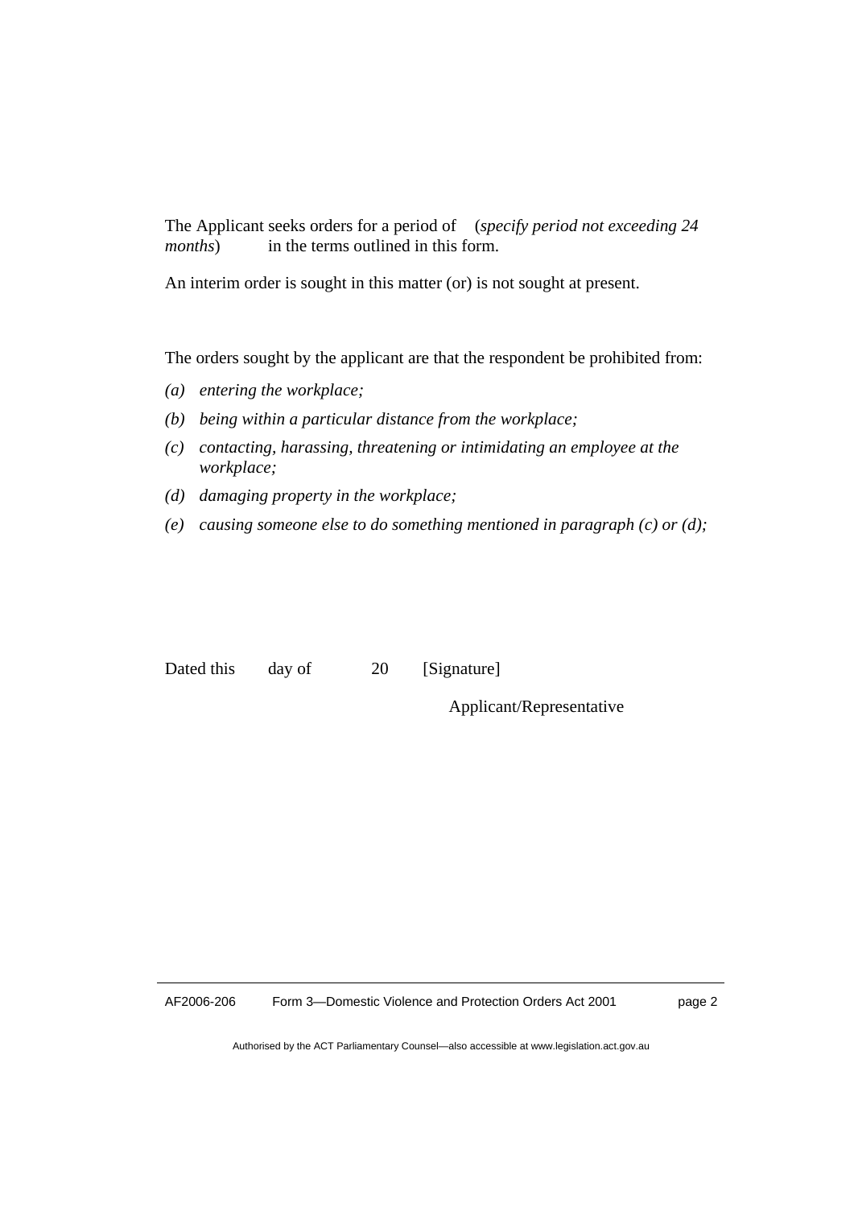The Applicant seeks orders for a period of (*specify period not exceeding 24 months*) in the terms outlined in this form.

An interim order is sought in this matter (or) is not sought at present.

The orders sought by the applicant are that the respondent be prohibited from:

*(a) entering the workplace;*

*(b) being within a particular distance from the workplace;*

*(c) contacting, harassing, threatening or intimidating an employee at the workplace;*

*(d) damaging property in the workplace;*

*(e) causing someone else to do something mentioned in paragraph (c) or (d);*

Dated this day of 20 [Signature]

Applicant/Representative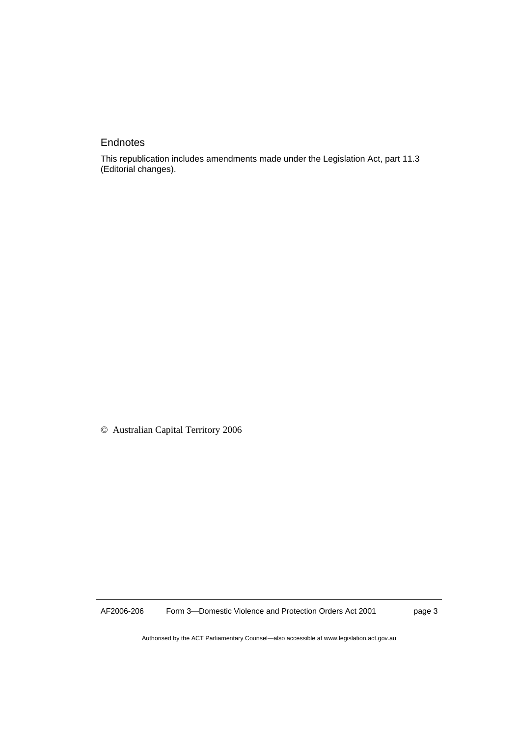## Endnotes

This republication includes amendments made under the Legislation Act, part 11.3 (Editorial changes).

© Australian Capital Territory 2006